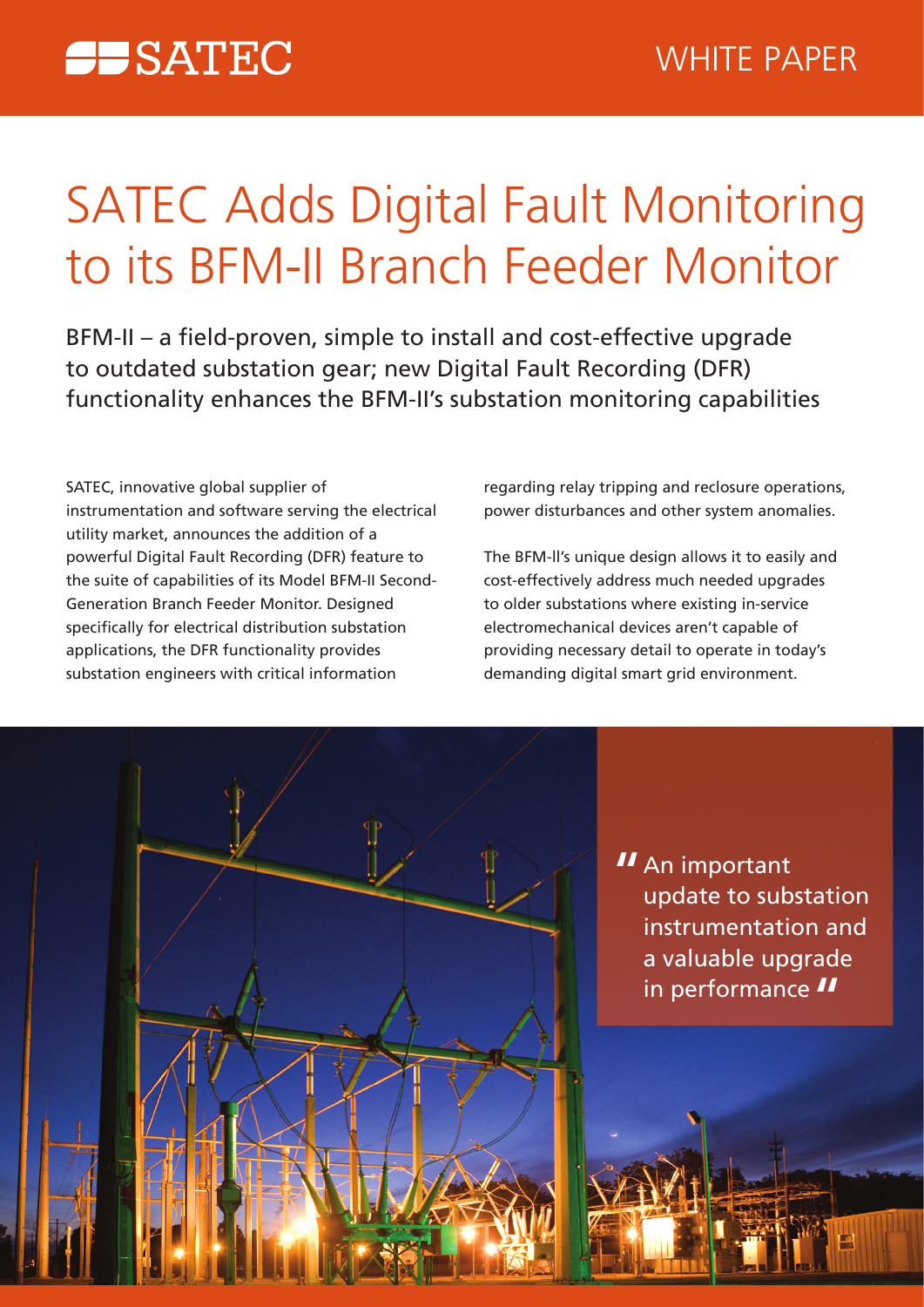SATEC

WHITE PAPER

# SATEC Adds Digital Fault Monitoring to its BFM-II Branch Feeder Monitor

BFM-II – a field-proven, simple to install and cost-effective upgrade to outdated substation gear; new Digital Fault Recording (DFR) functionality enhances the BFM-II's substation monitoring capabilities

SATEC, innovative global supplier of instrumentation and software serving the electrical utility market, announces the addition of a powerful Digital Fault Recording (DFR) feature to the suite of capabilities of its Model BFM-II Second-Generation Branch Feeder Monitor. Designed specifically for electrical distribution substation applications, the DFR functionality provides substation engineers with critical information regarding relay tripping and reclosure operations, power disturbances and other system anomalies.

The BFM-ll's unique design allows it to easily and cost-effectively address much needed upgrades to older substations where existing in-service electromechanical devices aren't capable of providing necessary detail to operate in today's demanding digital smart grid environment.

> "An important update to substation instrumentation and a valuable upgrade in performance"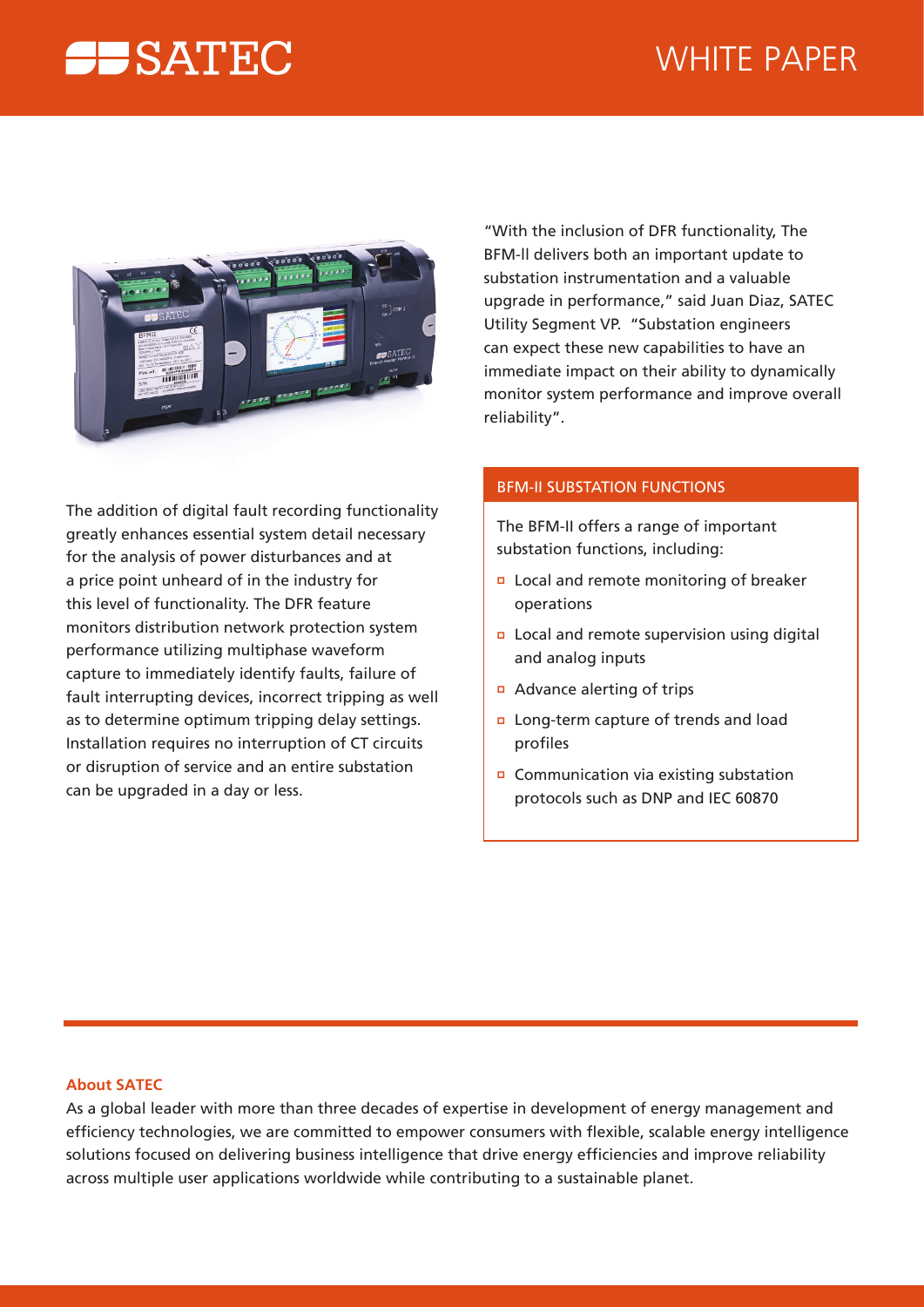The addition of digital fault recording functionality greatly enhances essential system detail necessary for the analysis of power disturbances and at a price point unheard of in the industry for this level of functionality. The DFR feature monitors distribution network protection system performance utilizing multiphase waveform capture to immediately identify faults, failure of fault interrupting devices, incorrect tripping as well as to determine optimum tripping delay settings. Installation requires no interruption of CT circuits or disruption of service and an entire substation can be upgraded in a day or less.

"With the inclusion of DFR functionality, The BFM-II delivers both an important update to substation instrumentation and a valuable upgrade in performance," said Juan Diaz, SATEC Utility Segment VP. "Substation engineers can expect these new capabilities to have an immediate impact on their ability to dynamically monitor system performance and improve overall reliability".

### BFM-II SUBSTATION FUNCTIONS

The BFM-II offers a range of important substation functions, including:

- Local and remote monitoring of breaker operations
- Local and remote supervision using digital and analog inputs
- Advance alerting of trips
- Long-term capture of trends and load profiles
- Communication via existing substation protocols such as DNP and IEC 60870

**About SATEC**

As a global leader with more than three decades of expertise in development of energy management and efficiency technologies, we are committed to empower consumers with flexible, scalable energy intelligence solutions focused on delivering business intelligence that drive energy efficiencies and improve reliability across multiple user applications worldwide while contributing to a sustainable planet.